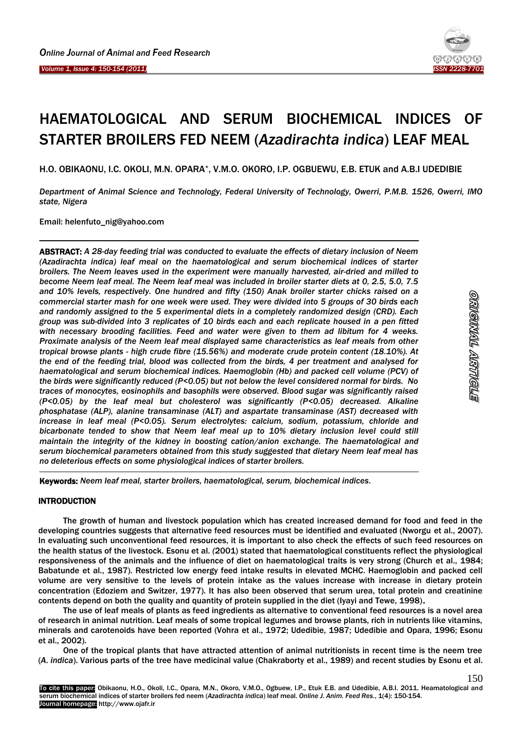# HAEMATOLOGICAL AND SERUM BIOCHEMICAL INDICES OF STARTER BROILERS FED NEEM (*Azadirachta indica*) LEAF MEAL

H.O. OBIKAONU, I.C. OKOLI, M.N. OPARA*, V.M.O. OKORO, I.P. OGBUEWU, E.B. ETUK and A.B.I UDEDIBIE

*Department of Animal Science and Technology, Federal University of Technology, Owerri, P.M.B. 1526, Owerri, IMO state, Nigera*

Email: helenfuto_nig@yahoo.com

**ABSTRACT:** *A 28-day feeding trial was conducted to evaluate the effects of dietary inclusion of Neem (Azadirachta indica) leaf meal on the haematological and serum biochemical indices of starter broilers. The Neem leaves used in the experiment were manually harvested, air-dried and milled to become Neem leaf meal. The Neem leaf meal was included in broiler starter diets at 0, 2.5, 5.0, 7.5 and 10% levels, respectively. One hundred and fifty (150) Anak broiler starter chicks raised on a commercial starter mash for one week were used. They were divided into 5 groups of 30 birds each and randomly assigned to the 5 experimental diets in a completely randomized design (CRD). Each group was sub-divided into 3 replicates of 10 birds each and each replicate housed in a pen fitted with necessary brooding facilities. Feed and water were given to them ad libitum for 4 weeks. Proximate analysis of the Neem leaf meal displayed same characteristics as leaf meals from other tropical browse plants - high crude fibre (15.56%) and moderate crude protein content (18.10%). At the end of the feeding trial, blood was collected from the birds, 4 per treatment and analysed for haematological and serum biochemical indices. Haemoglobin (Hb) and packed cell volume (PCV) of the birds were significantly reduced (P<0.05) but not below the level considered normal for birds. No traces of monocytes, eosinophils and basophils were observed. Blood sugar was significantly raised (P<0.05) by the leaf meal but cholesterol was significantly (P<0.05) decreased. Alkaline phosphatase (ALP), alanine transaminase (ALT) and aspartate transaminase (AST) decreased with increase in leaf meal (P<0.05). Serum electrolytes: calcium, sodium, potassium, chloride and bicarbonate tended to show that Neem leaf meal up to 10% dietary inclusion level could still maintain the integrity of the kidney in boosting cation/anion exchange. The haematological and serum biochemical parameters obtained from this study suggested that dietary Neem leaf meal has no deleterious effects on some physiological indices of starter broilers.*

**Keywords:** *Neem leaf meal, starter broilers, haematological, serum, biochemical indices.*

ORIGINAL ARTICLE

## INTRODUCTION

The growth of human and livestock population which has created increased demand for food and feed in the developing countries suggests that alternative feed resources must be identified and evaluated (Nworgu et al., 2007). In evaluating such unconventional feed resources, it is important to also check the effects of such feed resources on the health status of the livestock. Esonu et al. (2001) stated that haematological constituents reflect the physiological responsiveness of the animals and the influence of diet on haematological traits is very strong (Church et al., 1984; Babatunde et al., 1987). Restricted low energy feed intake results in elevated MCHC. Haemoglobin and packed cell volume are very sensitive to the levels of protein intake as the values increase with increase in dietary protein concentration (Edoziem and Switzer, 1977). It has also been observed that serum urea, total protein and creatinine contents depend on both the quality and quantity of protein supplied in the diet (Iyayi and Tewe, 1998).

The use of leaf meals of plants as feed ingredients as alternative to conventional feed resources is a novel area of research in animal nutrition. Leaf meals of some tropical legumes and browse plants, rich in nutrients like vitamins, minerals and carotenoids have been reported (Vohra et al., 1972; Udedibie, 1987; Udedibie and Opara, 1996; Esonu et al., 2002).

One of the tropical plants that have attracted attention of animal nutritionists in recent time is the neem tree (*A. indica*). Various parts of the tree have medicinal value (Chakraborty et al., 1989) and recent studies by Esonu et al.

To cite this paper: Obikaonu, H.O., Okoli, I.C., Opara, M.N., Okoro, V.M.O., Ogbuew, I.P., Etuk E.B. and Udedibie, A.B.I. 2011. Heamatological and serum biochemical indices of starter broilers fed neem (*Azadirachta indica*) leaf meal. *Online J. Anim. Feed Res.*, 1(4): 150-154.
Journal homepage: http://www.ojafr.ir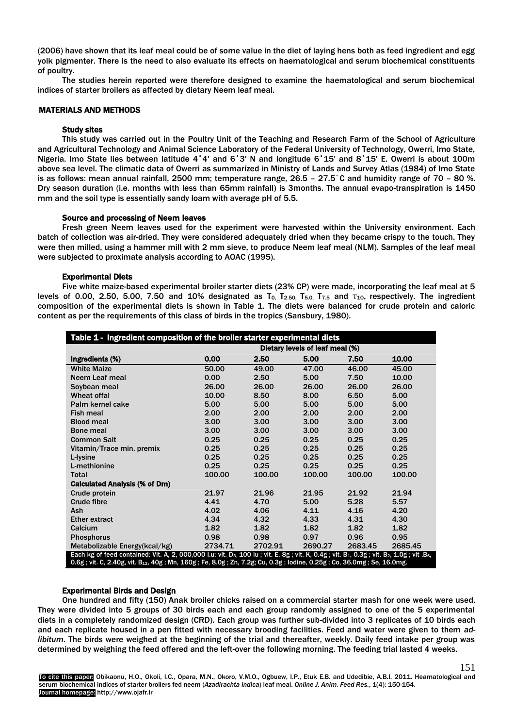(2006) have shown that its leaf meal could be of some value in the diet of laying hens both as feed ingredient and egg yolk pigmenter. There is the need to also evaluate its effects on haematological and serum biochemical constituents of poultry.

The studies herein reported were therefore designed to examine the haematological and serum biochemical indices of starter broilers as affected by dietary Neem leaf meal.

## MATERIALS AND METHODS

### Study sites

This study was carried out in the Poultry Unit of the Teaching and Research Farm of the School of Agriculture and Agricultural Technology and Animal Science Laboratory of the Federal University of Technology, Owerri, Imo State, Nigeria. Imo State lies between latitude 4˚4' and 6˚3' N and longitude 6˚15' and 8˚15' E. Owerri is about 100m above sea level. The climatic data of Owerri as summarized in Ministry of Lands and Survey Atlas (1984) of Imo State is as follows: mean annual rainfall, 2500 mm; temperature range, 26.5 – 27.5˚C and humidity range of 70 – 80 %. Dry season duration (i.e. months with less than 65mm rainfall) is 3months. The annual evapo-transpiration is 1450 mm and the soil type is essentially sandy loam with average pH of 5.5.

### Source and processing of Neem leaves

Fresh green Neem leaves used for the experiment were harvested within the University environment. Each batch of collection was air-dried. They were considered adequately dried when they became crispy to the touch. They were then milled, using a hammer mill with 2 mm sieve, to produce Neem leaf meal (NLM). Samples of the leaf meal were subjected to proximate analysis according to AOAC (1995).

### Experimental Diets

Five white maize-based experimental broiler starter diets (23% CP) were made, incorporating the leaf meal at 5 levels of 0.00, 2.50, 5.00, 7.50 and 10% designated as $T_0$, $T_{2.50}$, $T_{5.0}$, $T_{7.5}$ and $T_{10}$, respectively. The ingredient composition of the experimental diets is shown in Table 1. The diets were balanced for crude protein and caloric content as per the requirements of this class of birds in the tropics (Sansbury, 1980).

**Table 1 - Ingredient composition of the broiler starter experimental diets**

| | Dietary levels of leaf meal (%) | | | | |
|---|---|---|---|---|---|
| **Ingredients (%)** | **0.00** | **2.50** | **5.00** | **7.50** | **10.00** |
| White Maize | 50.00 | 49.00 | 47.00 | 46.00 | 45.00 |
| Neem Leaf meal | 0.00 | 2.50 | 5.00 | 7.50 | 10.00 |
| Soybean meal | 26.00 | 26.00 | 26.00 | 26.00 | 26.00 |
| Wheat offal | 10.00 | 8.50 | 8.00 | 6.50 | 5.00 |
| Palm kernel cake | 5.00 | 5.00 | 5.00 | 5.00 | 5.00 |
| Fish meal | 2.00 | 2.00 | 2.00 | 2.00 | 2.00 |
| Blood meal | 3.00 | 3.00 | 3.00 | 3.00 | 3.00 |
| Bone meal | 3.00 | 3.00 | 3.00 | 3.00 | 3.00 |
| Common Salt | 0.25 | 0.25 | 0.25 | 0.25 | 0.25 |
| Vitamin/Trace min. premix | 0.25 | 0.25 | 0.25 | 0.25 | 0.25 |
| L-lysine | 0.25 | 0.25 | 0.25 | 0.25 | 0.25 |
| L-methionine | 0.25 | 0.25 | 0.25 | 0.25 | 0.25 |
| Total | 100.00 | 100.00 | 100.00 | 100.00 | 100.00 |
| **Calculated Analysis (% of Dm)** | | | | | |
| Crude protein | 21.97 | 21.96 | 21.95 | 21.92 | 21.94 |
| Crude fibre | 4.41 | 4.70 | 5.00 | 5.28 | 5.57 |
| Ash | 4.02 | 4.06 | 4.11 | 4.16 | 4.20 |
| Ether extract | 4.34 | 4.32 | 4.33 | 4.31 | 4.30 |
| Calcium | 1.82 | 1.82 | 1.82 | 1.82 | 1.82 |
| Phosphorus | 0.98 | 0.98 | 0.97 | 0.96 | 0.95 |
| Metabolizable Energy(kcal/kg) | 2734.71 | 2702.91 | 2690.27 | 2683.45 | 2685.45 |

Each kg of feed contained: Vit. A, 2, 000,000 i.u; vit. $D_3$, 100 iu ; vit. E, 8g ; vit. K, 0.4g ; vit. $B_1$, 0.3g ; vit. $B_2$, 1.0g ; vit .$B_6$, 0.6g ; vit. C, 2.40g, vit. $B_{12}$, 40g ; Mn, 160g ; Fe, 8.0g ; Zn, 7.2g; Cu, 0.3g ; Iodine, 0.25g ; Co, 36.0mg ; Se, 16.0mg.

### Experimental Birds and Design

One hundred and fifty (150) Anak broiler chicks raised on a commercial starter mash for one week were used. They were divided into 5 groups of 30 birds each and each group randomly assigned to one of the 5 experimental diets in a completely randomized design (CRD). Each group was further sub-divided into 3 replicates of 10 birds each and each replicate housed in a pen fitted with necessary brooding facilities. Feed and water were given to them *ad-libitum*. The birds were weighed at the beginning of the trial and thereafter, weekly. Daily feed intake per group was determined by weighing the feed offered and the left-over the following morning. The feeding trial lasted 4 weeks.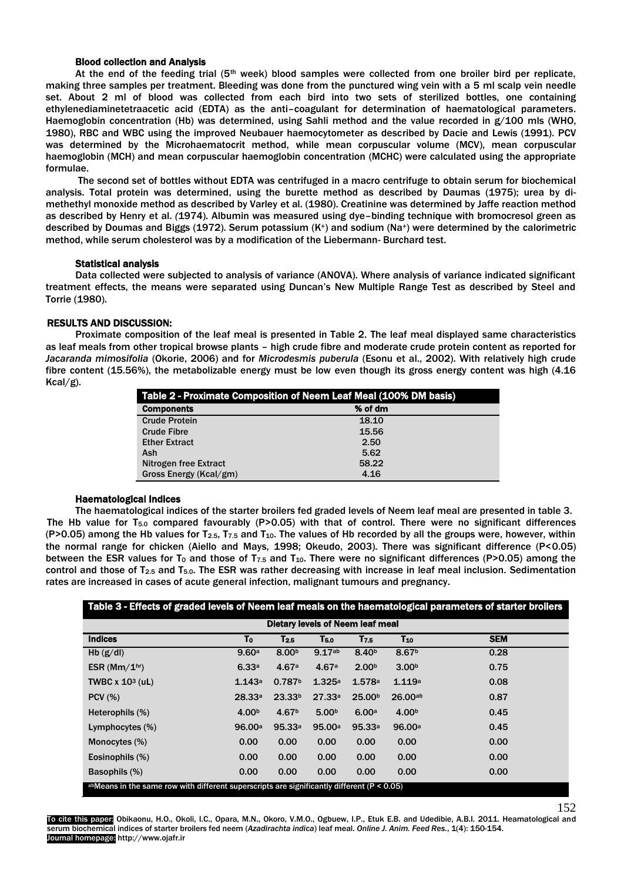### Blood collection and Analysis

At the end of the feeding trial (5th week) blood samples were collected from one broiler bird per replicate, making three samples per treatment. Bleeding was done from the punctured wing vein with a 5 ml scalp vein needle set. About 2 ml of blood was collected from each bird into two sets of sterilized bottles, one containing ethylenediaminetetraacetic acid (EDTA) as the anti–coagulant for determination of haematological parameters. Haemoglobin concentration (Hb) was determined, using Sahli method and the value recorded in g/100 mls (WHO, 1980), RBC and WBC using the improved Neubauer haemocytometer as described by Dacie and Lewis (1991). PCV was determined by the Microhaematocrit method, while mean corpuscular volume (MCV), mean corpuscular haemoglobin (MCH) and mean corpuscular haemoglobin concentration (MCHC) were calculated using the appropriate formulae.

The second set of bottles without EDTA was centrifuged in a macro centrifuge to obtain serum for biochemical analysis. Total protein was determined, using the burette method as described by Daumas (1975); urea by di-methethyl monoxide method as described by Varley et al. (1980). Creatinine was determined by Jaffe reaction method as described by Henry et al. (1974). Albumin was measured using dye–binding technique with bromocresol green as described by Doumas and Biggs (1972). Serum potassium ($K^+$) and sodium ($Na^+$) were determined by the calorimetric method, while serum cholesterol was by a modification of the Liebermann- Burchard test.

### Statistical analysis

Data collected were subjected to analysis of variance (ANOVA). Where analysis of variance indicated significant treatment effects, the means were separated using Duncan's New Multiple Range Test as described by Steel and Torrie (1980).

## RESULTS AND DISCUSSION:

Proximate composition of the leaf meal is presented in Table 2. The leaf meal displayed same characteristics as leaf meals from other tropical browse plants – high crude fibre and moderate crude protein content as reported for *Jacaranda mimosifolia* (Okorie, 2006) and for *Microdesmis puberula* (Esonu et al., 2002). With relatively high crude fibre content (15.56%), the metabolizable energy must be low even though its gross energy content was high (4.16 Kcal/g).

**Table 2 - Proximate Composition of Neem Leaf Meal (100% DM basis)**

| Components | % of dm |
|---|---|
| Crude Protein | 18.10 |
| Crude Fibre | 15.56 |
| Ether Extract | 2.50 |
| Ash | 5.62 |
| Nitrogen free Extract | 58.22 |
| Gross Energy (Kcal/gm) | 4.16 |

### Haematological Indices

The haematological indices of the starter broilers fed graded levels of Neem leaf meal are presented in table 3. The Hb value for $T_{5.0}$ compared favourably ($P>0.05$) with that of control. There were no significant differences ($P>0.05$) among the Hb values for $T_{2.5}$, $T_{7.5}$ and $T_{10}$. The values of Hb recorded by all the groups were, however, within the normal range for chicken (Aiello and Mays, 1998; Okeudo, 2003). There was significant difference ($P<0.05$) between the ESR values for $T_0$ and those of $T_{7.5}$ and $T_{10}$. There were no significant differences ($P>0.05$) among the control and those of $T_{2.5}$ and $T_{5.0}$. The ESR was rather decreasing with increase in leaf meal inclusion. Sedimentation rates are increased in cases of acute general infection, malignant tumours and pregnancy.

**Table 3 - Effects of graded levels of Neem leaf meals on the haematological parameters of starter broilers**

| Indices | Dietary levels of Neem leaf meal | | | | | SEM |
|---|---|---|---|---|---|---|
| | $T_0$ | $T_{2.5}$ | $T_{5.0}$ | $T_{7.5}$ | $T_{10}$ | |
| Hb (g/dl) | $9.60^a$ | $8.00^b$ | $9.17^{ab}$ | $8.40^b$ | $8.67^b$ | 0.28 |
| ESR (Mm/$1^{hr}$) | $6.33^a$ | $4.67^a$ | $4.67^a$ | $2.00^b$ | $3.00^b$ | 0.75 |
| TWBC x $10^3$ (uL) | $1.143^a$ | $0.787^b$ | $1.325^a$ | $1.578^a$ | $1.119^a$ | 0.08 |
| PCV (%) | $28.33^a$ | $23.33^b$ | $27.33^a$ | $25.00^b$ | $26.00^{ab}$ | 0.87 |
| Heterophils (%) | $4.00^b$ | $4.67^b$ | $5.00^b$ | $6.00^a$ | $4.00^b$ | 0.45 |
| Lymphocytes (%) | $96.00^a$ | $95.33^a$ | $95.00^a$ | $95.33^a$ | $96.00^a$ | 0.45 |
| Monocytes (%) | 0.00 | 0.00 | 0.00 | 0.00 | 0.00 | 0.00 |
| Eosinophils (%) | 0.00 | 0.00 | 0.00 | 0.00 | 0.00 | 0.00 |
| Basophils (%) | 0.00 | 0.00 | 0.00 | 0.00 | 0.00 | 0.00 |

abMeans in the same row with different superscripts are significantly different ($P < 0.05$)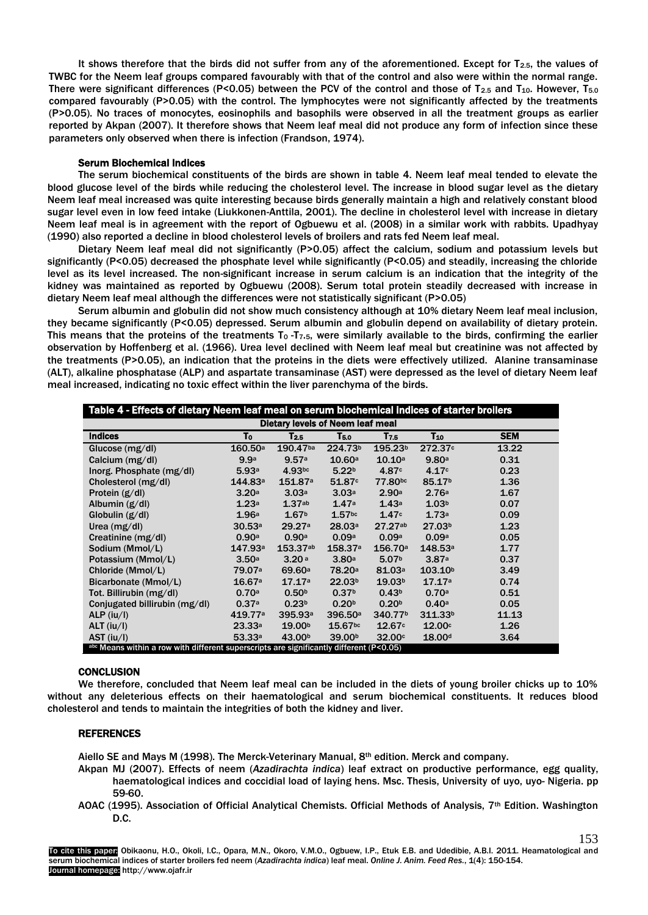It shows therefore that the birds did not suffer from any of the aforementioned. Except for $T_{2.5}$, the values of TWBC for the Neem leaf groups compared favourably with that of the control and also were within the normal range. There were significant differences ($P<0.05$) between the PCV of the control and those of $T_{2.5}$ and $T_{10}$. However, $T_{5.0}$ compared favourably ($P>0.05$) with the control. The lymphocytes were not significantly affected by the treatments ($P>0.05$). No traces of monocytes, eosinophils and basophils were observed in all the treatment groups as earlier reported by Akpan (2007). It therefore shows that Neem leaf meal did not produce any form of infection since these parameters only observed when there is infection (Frandson, 1974).

### Serum Biochemical Indices

The serum biochemical constituents of the birds are shown in table 4. Neem leaf meal tended to elevate the blood glucose level of the birds while reducing the cholesterol level. The increase in blood sugar level as the dietary Neem leaf meal increased was quite interesting because birds generally maintain a high and relatively constant blood sugar level even in low feed intake (Liukkonen-Anttila, 2001). The decline in cholesterol level with increase in dietary Neem leaf meal is in agreement with the report of Ogbuewu et al. (2008) in a similar work with rabbits. Upadhyay (1990) also reported a decline in blood cholesterol levels of broilers and rats fed Neem leaf meal.

Dietary Neem leaf meal did not significantly ($P>0.05$) affect the calcium, sodium and potassium levels but significantly ($P<0.05$) decreased the phosphate level while significantly ($P<0.05$) and steadily, increasing the chloride level as its level increased. The non-significant increase in serum calcium is an indication that the integrity of the kidney was maintained as reported by Ogbuewu (2008). Serum total protein steadily decreased with increase in dietary Neem leaf meal although the differences were not statistically significant ($P>0.05$)

Serum albumin and globulin did not show much consistency although at 10% dietary Neem leaf meal inclusion, they became significantly ($P<0.05$) depressed. Serum albumin and globulin depend on availability of dietary protein. This means that the proteins of the treatments $T_0$ -$T_{7.5}$, were similarly available to the birds, confirming the earlier observation by Hoffenberg et al. (1966). Urea level declined with Neem leaf meal but creatinine was not affected by the treatments ($P>0.05$), an indication that the proteins in the diets were effectively utilized. Alanine transaminase (ALT), alkaline phosphatase (ALP) and aspartate transaminase (AST) were depressed as the level of dietary Neem leaf meal increased, indicating no toxic effect within the liver parenchyma of the birds.

**Table 4 - Effects of dietary Neem leaf meal on serum biochemical indices of starter broilers**

| | Dietary levels of Neem leaf meal | | | | | |
|---|---|---|---|---|---|---|
| **Indices** | $T_0$ | $T_{2.5}$ | $T_{5.0}$ | $T_{7.5}$ | $T_{10}$ | **SEM** |
| Glucose (mg/dl) | 160.50$^a$ | 190.47$^{ba}$ | 224.73$^b$ | 195.23$^b$ | 272.37$^c$ | 13.22 |
| Calcium (mg/dl) | 9.9$^a$ | 9.57$^a$ | 10.60$^a$ | 10.10$^a$ | 9.80$^a$ | 0.31 |
| Inorg. Phosphate (mg/dl) | 5.93$^a$ | 4.93$^{bc}$ | 5.22$^b$ | 4.87$^c$ | 4.17$^c$ | 0.23 |
| Cholesterol (mg/dl) | 144.83$^a$ | 151.87$^a$ | 51.87$^c$ | 77.80$^{bc}$ | 85.17$^b$ | 1.36 |
| Protein (g/dl) | 3.20$^a$ | 3.03$^a$ | 3.03$^a$ | 2.90$^a$ | 2.76$^a$ | 1.67 |
| Albumin (g/dl) | 1.23$^a$ | 1.37$^{ab}$ | 1.47$^a$ | 1.43$^a$ | 1.03$^b$ | 0.07 |
| Globulin (g/dl) | 1.96$^a$ | 1.67$^b$ | 1.57$^{bc}$ | 1.47$^c$ | 1.73$^a$ | 0.09 |
| Urea (mg/dl) | 30.53$^a$ | 29.27$^a$ | 28.03$^a$ | 27.27$^{ab}$ | 27.03$^b$ | 1.23 |
| Creatinine (mg/dl) | 0.90$^a$ | 0.90$^a$ | 0.09$^a$ | 0.09$^a$ | 0.09$^a$ | 0.05 |
| Sodium (Mmol/L) | 147.93$^a$ | 153.37$^{ab}$ | 158.37$^a$ | 156.70$^a$ | 148.53$^a$ | 1.77 |
| Potassium (Mmol/L) | 3.50$^a$ | 3.20$^a$ | 3.80$^a$ | 5.07$^b$ | 3.87$^a$ | 0.37 |
| Chloride (Mmol/L) | 79.07$^a$ | 69.60$^a$ | 78.20$^a$ | 81.03$^a$ | 103.10$^b$ | 3.49 |
| Bicarbonate (Mmol/L) | 16.67$^a$ | 17.17$^a$ | 22.03$^b$ | 19.03$^b$ | 17.17$^a$ | 0.74 |
| Tot. Billirubin (mg/dl) | 0.70$^a$ | 0.50$^b$ | 0.37$^b$ | 0.43$^b$ | 0.70$^a$ | 0.51 |
| Conjugated billirubin (mg/dl) | 0.37$^a$ | 0.23$^b$ | 0.20$^b$ | 0.20$^b$ | 0.40$^a$ | 0.05 |
| ALP (iu/l) | 419.77$^a$ | 395.93$^a$ | 396.50$^a$ | 340.77$^b$ | 311.33$^b$ | 11.13 |
| ALT (iu/l) | 23.33$^a$ | 19.00$^b$ | 15.67$^{bc}$ | 12.67$^c$ | 12.00$^c$ | 1.26 |
| AST (iu/l) | 53.33$^a$ | 43.00$^b$ | 39.00$^b$ | 32.00$^c$ | 18.00$^d$ | 3.64 |

$^{abc}$ Means within a row with different superscripts are significantly different ($P<0.05$)

### CONCLUSION

We therefore, concluded that Neem leaf meal can be included in the diets of young broiler chicks up to 10% without any deleterious effects on their haematological and serum biochemical constituents. It reduces blood cholesterol and tends to maintain the integrities of both the kidney and liver.

### REFERENCES

Aiello SE and Mays M (1998). The Merck-Veterinary Manual, 8th edition. Merck and company.

Akpan MJ (2007). Effects of neem (*Azadirachta indica*) leaf extract on productive performance, egg quality, haematological indices and coccidial load of laying hens. Msc. Thesis, University of uyo, uyo- Nigeria. pp 59-60.

AOAC (1995). Association of Official Analytical Chemists. Official Methods of Analysis, 7th Edition. Washington D.C.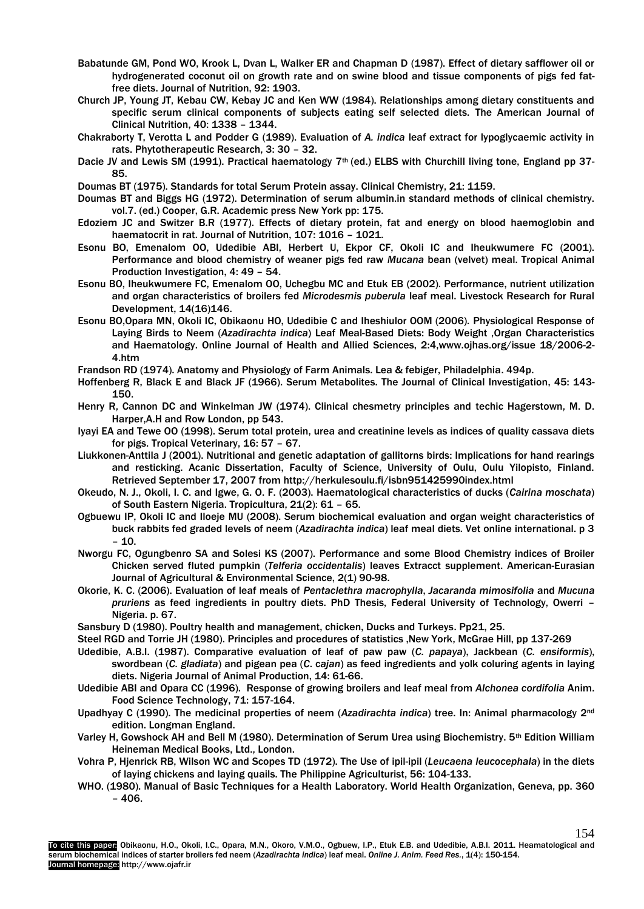Babatunde GM, Pond WO, Krook L, Dvan L, Walker ER and Chapman D (1987). Effect of dietary safflower oil or hydrogenerated coconut oil on growth rate and on swine blood and tissue components of pigs fed fat-free diets. Journal of Nutrition, 92: 1903.

Church JP, Young JT, Kebau CW, Kebay JC and Ken WW (1984). Relationships among dietary constituents and specific serum clinical components of subjects eating self selected diets. The American Journal of Clinical Nutrition, 40: 1338 – 1344.

Chakraborty T, Verotta L and Podder G (1989). Evaluation of *A. indica* leaf extract for lypoglycaemic activity in rats. Phytotherapeutic Research, 3: 30 – 32.

Dacie JV and Lewis SM (1991). Practical haematology 7th (ed.) ELBS with Churchill living tone, England pp 37-85.

Doumas BT (1975). Standards for total Serum Protein assay. Clinical Chemistry, 21: 1159.

Doumas BT and Biggs HG (1972). Determination of serum albumin.in standard methods of clinical chemistry. vol.7. (ed.) Cooper, G.R. Academic press New York pp: 175.

Edoziem JC and Switzer B.R (1977). Effects of dietary protein, fat and energy on blood haemoglobin and haematocrit in rat. Journal of Nutrition, 107: 1016 – 1021.

Esonu BO, Emenalom OO, Udedibie ABI, Herbert U, Ekpor CF, Okoli IC and Iheukwumere FC (2001). Performance and blood chemistry of weaner pigs fed raw *Mucana* bean (velvet) meal. Tropical Animal Production Investigation, 4: 49 – 54.

Esonu BO, Iheukwumere FC, Emenalom OO, Uchegbu MC and Etuk EB (2002). Performance, nutrient utilization and organ characteristics of broilers fed *Microdesmis puberula* leaf meal. Livestock Research for Rural Development, 14(16)146.

Esonu BO,Opara MN, Okoli IC, Obikaonu HO, Udedibie C and Iheshiulor OOM (2006). Physiological Response of Laying Birds to Neem (*Azadirachta indica*) Leaf Meal-Based Diets: Body Weight ,Organ Characteristics and Haematology. Online Journal of Health and Allied Sciences, 2:4,www.ojhas.org/issue 18/2006-2-4.htm

Frandson RD (1974). Anatomy and Physiology of Farm Animals. Lea & febiger, Philadelphia. 494p.

Hoffenberg R, Black E and Black JF (1966). Serum Metabolites. The Journal of Clinical Investigation, 45: 143-150.

Henry R, Cannon DC and Winkelman JW (1974). Clinical chesmetry principles and techic Hagerstown, M. D. Harper,A.H and Row London, pp 543.

Iyayi EA and Tewe OO (1998). Serum total protein, urea and creatinine levels as indices of quality cassava diets for pigs. Tropical Veterinary, 16: 57 – 67.

Liukkonen-Anttila J (2001). Nutritional and genetic adaptation of gallitorns birds: Implications for hand rearings and resticking. Acanic Dissertation, Faculty of Science, University of Oulu, Oulu Yilopisto, Finland. Retrieved September 17, 2007 from http://herkulesoulu.fi/isbn951425990index.html

Okeudo, N. J., Okoli, I. C. and Igwe, G. O. F. (2003). Haematological characteristics of ducks (*Cairina moschata*) of South Eastern Nigeria. Tropicultura, 21(2): 61 – 65.

Ogbuewu IP, Okoli IC and Iloeje MU (2008). Serum biochemical evaluation and organ weight characteristics of buck rabbits fed graded levels of neem (*Azadirachta indica*) leaf meal diets. Vet online international. p 3 – 10.

Nworgu FC, Ogungbenro SA and Solesi KS (2007). Performance and some Blood Chemistry indices of Broiler Chicken served fluted pumpkin (*Telferia occidentalis*) leaves Extracct supplement. American-Eurasian Journal of Agricultural & Environmental Science, 2(1) 90-98.

Okorie, K. C. (2006). Evaluation of leaf meals of *Pentaclethra macrophylla*, *Jacaranda mimosifolia* and *Mucuna pruriens* as feed ingredients in poultry diets. PhD Thesis, Federal University of Technology, Owerri – Nigeria. p. 67.

Sansbury D (1980). Poultry health and management, chicken, Ducks and Turkeys. Pp21, 25.

Steel RGD and Torrie JH (1980). Principles and procedures of statistics ,New York, McGrae Hill, pp 137-269

Udedibie, A.B.I. (1987). Comparative evaluation of leaf of paw paw (*C. papaya*), Jackbean (*C. ensiformis*), swordbean (*C. gladiata*) and pigean pea (*C. cajan*) as feed ingredients and yolk coluring agents in laying diets. Nigeria Journal of Animal Production, 14: 61-66.

Udedibie ABI and Opara CC (1996). Response of growing broilers and leaf meal from *Alchonea cordifolia* Anim. Food Science Technology, 71: 157-164.

Upadhyay C (1990). The medicinal properties of neem (*Azadirachta indica*) tree. In: Animal pharmacology 2nd edition. Longman England.

Varley H, Gowshock AH and Bell M (1980). Determination of Serum Urea using Biochemistry. 5th Edition William Heineman Medical Books, Ltd., London.

Vohra P, Hjenrick RB, Wilson WC and Scopes TD (1972). The Use of ipil-ipil (*Leucaena leucocephala*) in the diets of laying chickens and laying quails. The Philippine Agriculturist, 56: 104-133.

WHO. (1980). Manual of Basic Techniques for a Health Laboratory. World Health Organization, Geneva, pp. 360 – 406.